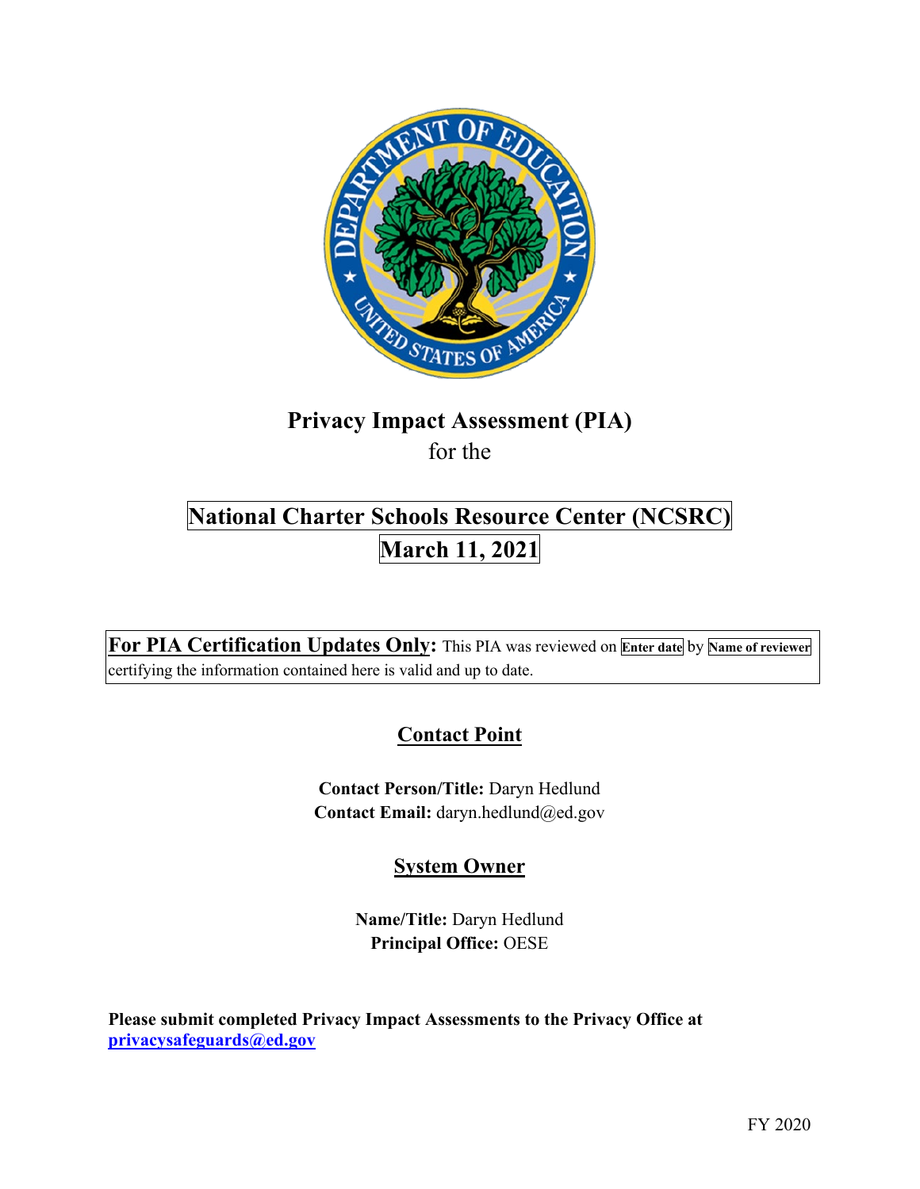# Privacy Impact Assessment (PIA)

for the

## National Charter Schools Resource Center (NCSRC)

## March 11, 2021

**For PIA Certification Updates Only:** This PIA was reviewed on **Enter date** by **Name of reviewer** certifying the information contained here is valid and up to date.

## Contact Point

**Contact Person/Title:** Daryn Hedlund
**Contact Email:** daryn.hedlund@ed.gov

## System Owner

**Name/Title:** Daryn Hedlund
**Principal Office:** OESE

**Please submit completed Privacy Impact Assessments to the Privacy Office at privacysafeguards@ed.gov**

FY 2020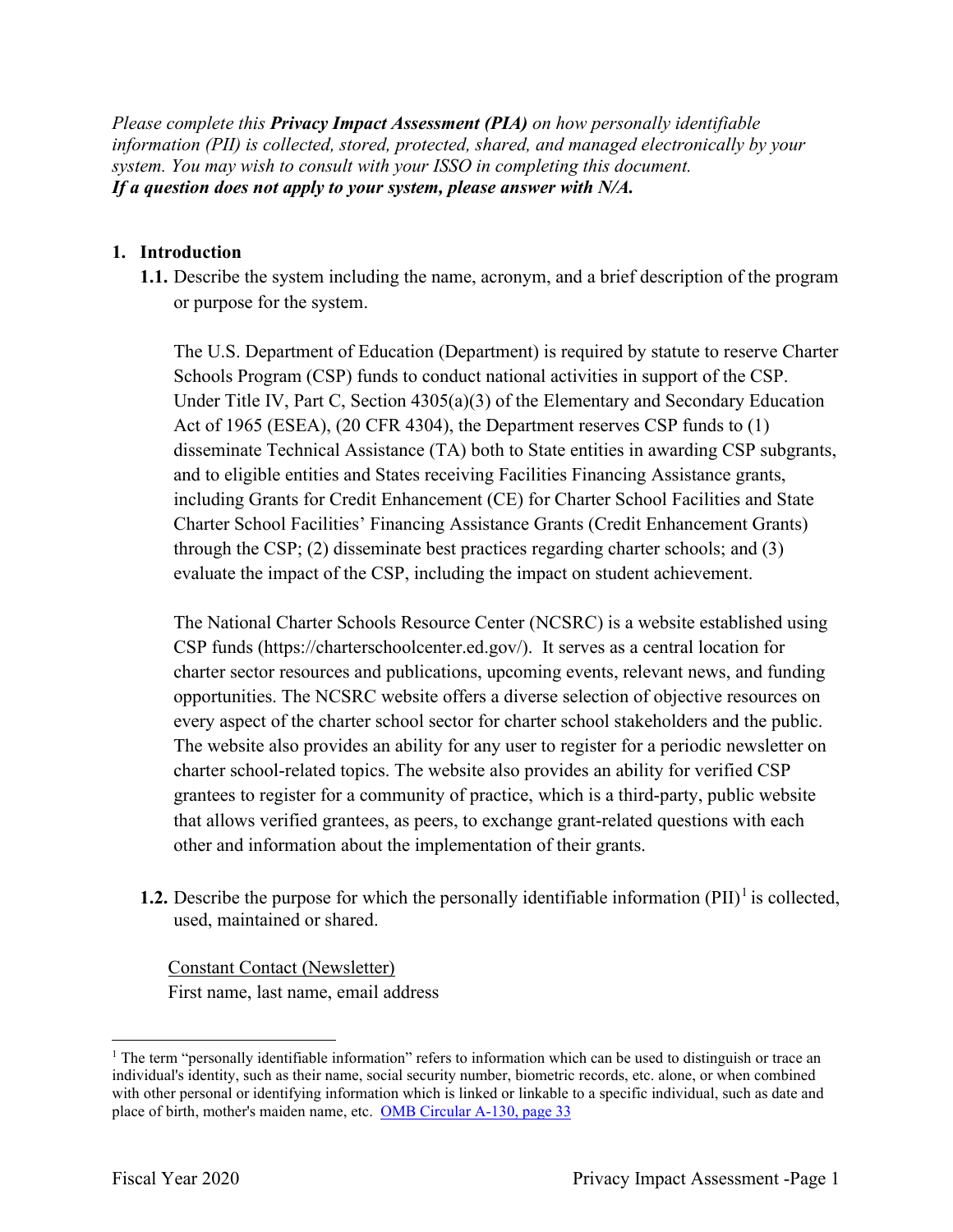*Please complete this **Privacy Impact Assessment (PIA)** on how personally identifiable information (PII) is collected, stored, protected, shared, and managed electronically by your system. You may wish to consult with your ISSO in completing this document.*
***If a question does not apply to your system, please answer with N/A.***

**1. Introduction**

**1.1.** Describe the system including the name, acronym, and a brief description of the program or purpose for the system.

The U.S. Department of Education (Department) is required by statute to reserve Charter Schools Program (CSP) funds to conduct national activities in support of the CSP. Under Title IV, Part C, Section 4305(a)(3) of the Elementary and Secondary Education Act of 1965 (ESEA), (20 CFR 4304), the Department reserves CSP funds to (1) disseminate Technical Assistance (TA) both to State entities in awarding CSP subgrants, and to eligible entities and States receiving Facilities Financing Assistance grants, including Grants for Credit Enhancement (CE) for Charter School Facilities and State Charter School Facilities' Financing Assistance Grants (Credit Enhancement Grants) through the CSP; (2) disseminate best practices regarding charter schools; and (3) evaluate the impact of the CSP, including the impact on student achievement.

The National Charter Schools Resource Center (NCSRC) is a website established using CSP funds (https://charterschoolcenter.ed.gov/). It serves as a central location for charter sector resources and publications, upcoming events, relevant news, and funding opportunities. The NCSRC website offers a diverse selection of objective resources on every aspect of the charter school sector for charter school stakeholders and the public. The website also provides an ability for any user to register for a periodic newsletter on charter school-related topics. The website also provides an ability for verified CSP grantees to register for a community of practice, which is a third-party, public website that allows verified grantees, as peers, to exchange grant-related questions with each other and information about the implementation of their grants.

**1.2.** Describe the purpose for which the personally identifiable information (PII)[1] is collected, used, maintained or shared.

<u>Constant Contact (Newsletter)</u>
First name, last name, email address

[1] The term "personally identifiable information" refers to information which can be used to distinguish or trace an individual's identity, such as their name, social security number, biometric records, etc. alone, or when combined with other personal or identifying information which is linked or linkable to a specific individual, such as date and place of birth, mother's maiden name, etc. [OMB Circular A-130, page 33](OMB Circular A-130, page 33)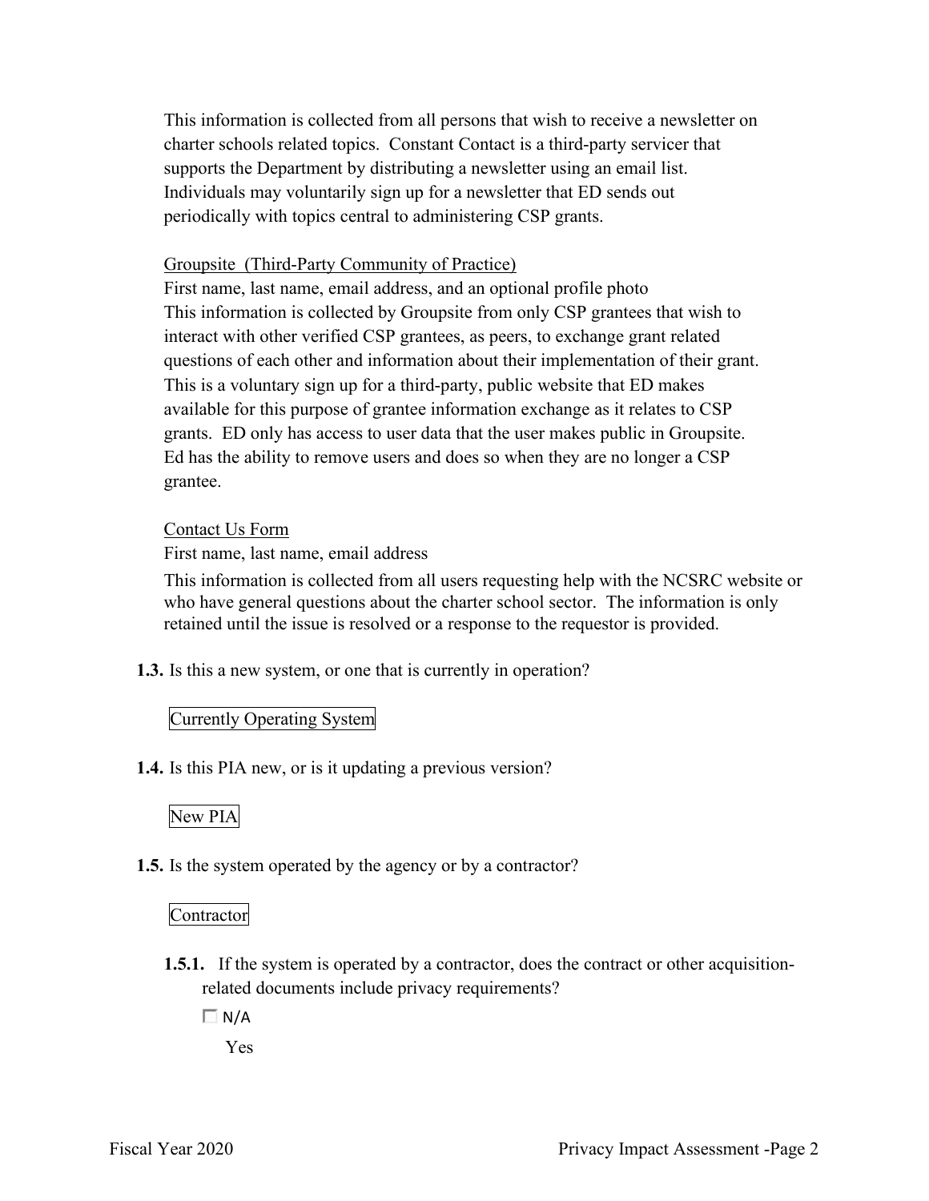This information is collected from all persons that wish to receive a newsletter on charter schools related topics. Constant Contact is a third-party servicer that supports the Department by distributing a newsletter using an email list. Individuals may voluntarily sign up for a newsletter that ED sends out periodically with topics central to administering CSP grants.

Groupsite (Third-Party Community of Practice)

First name, last name, email address, and an optional profile photo

This information is collected by Groupsite from only CSP grantees that wish to interact with other verified CSP grantees, as peers, to exchange grant related questions of each other and information about their implementation of their grant. This is a voluntary sign up for a third-party, public website that ED makes available for this purpose of grantee information exchange as it relates to CSP grants. ED only has access to user data that the user makes public in Groupsite. Ed has the ability to remove users and does so when they are no longer a CSP grantee.

Contact Us Form

First name, last name, email address

This information is collected from all users requesting help with the NCSRC website or who have general questions about the charter school sector. The information is only retained until the issue is resolved or a response to the requestor is provided.

**1.3.** Is this a new system, or one that is currently in operation?

Currently Operating System

**1.4.** Is this PIA new, or is it updating a previous version?

New PIA

**1.5.** Is the system operated by the agency or by a contractor?

Contractor

**1.5.1.** If the system is operated by a contractor, does the contract or other acquisition-related documents include privacy requirements?

☐ N/A

Yes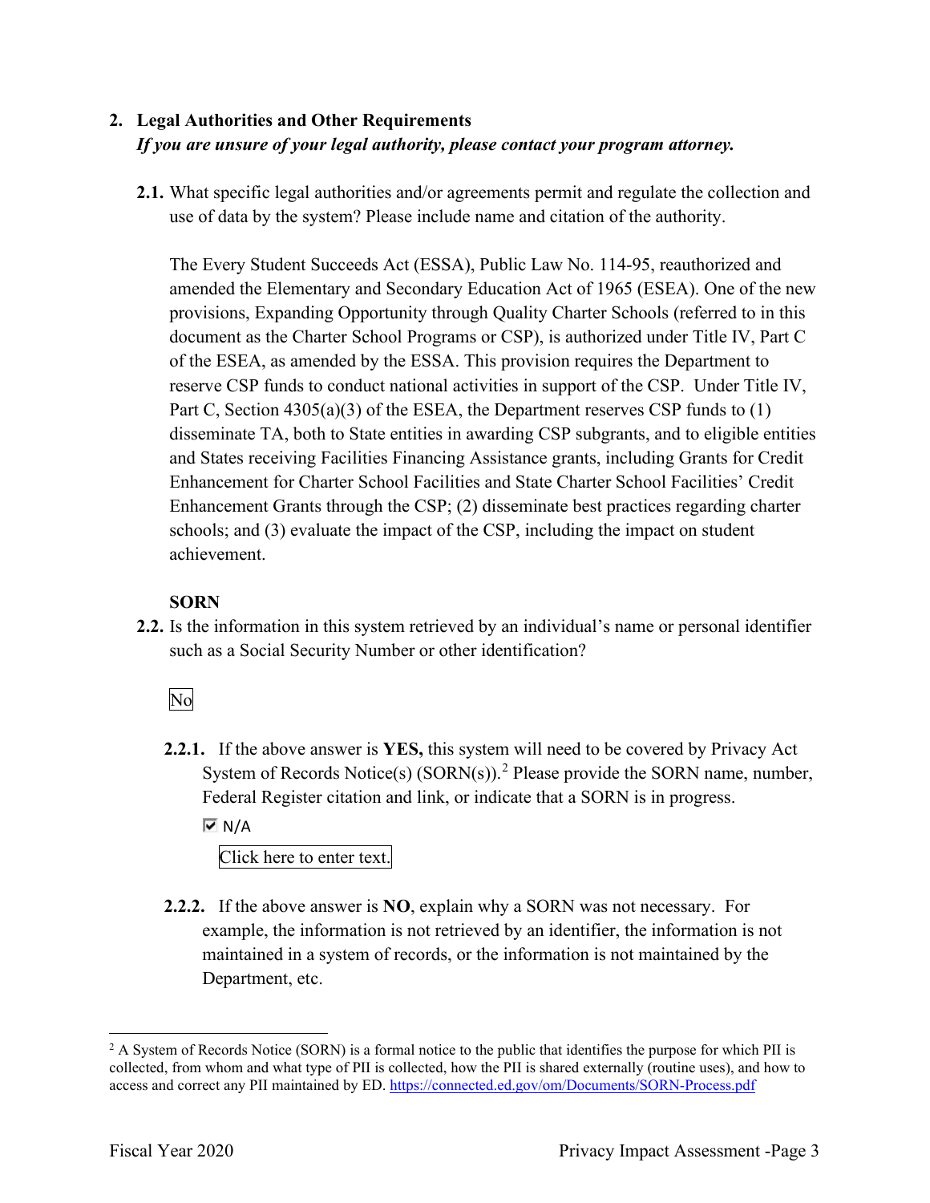## 2. Legal Authorities and Other Requirements

*If you are unsure of your legal authority, please contact your program attorney.*

**2.1.** What specific legal authorities and/or agreements permit and regulate the collection and use of data by the system? Please include name and citation of the authority.

The Every Student Succeeds Act (ESSA), Public Law No. 114-95, reauthorized and amended the Elementary and Secondary Education Act of 1965 (ESEA). One of the new provisions, Expanding Opportunity through Quality Charter Schools (referred to in this document as the Charter School Programs or CSP), is authorized under Title IV, Part C of the ESEA, as amended by the ESSA. This provision requires the Department to reserve CSP funds to conduct national activities in support of the CSP. Under Title IV, Part C, Section 4305(a)(3) of the ESEA, the Department reserves CSP funds to (1) disseminate TA, both to State entities in awarding CSP subgrants, and to eligible entities and States receiving Facilities Financing Assistance grants, including Grants for Credit Enhancement for Charter School Facilities and State Charter School Facilities' Credit Enhancement Grants through the CSP; (2) disseminate best practices regarding charter schools; and (3) evaluate the impact of the CSP, including the impact on student achievement.

**SORN**

**2.2.** Is the information in this system retrieved by an individual's name or personal identifier such as a Social Security Number or other identification?

No

**2.2.1.** If the above answer is **YES,** this system will need to be covered by Privacy Act System of Records Notice(s) (SORN(s)).[2] Please provide the SORN name, number, Federal Register citation and link, or indicate that a SORN is in progress.

☑ N/A

Click here to enter text.

**2.2.2.** If the above answer is **NO**, explain why a SORN was not necessary. For example, the information is not retrieved by an identifier, the information is not maintained in a system of records, or the information is not maintained by the Department, etc.

---

[2] A System of Records Notice (SORN) is a formal notice to the public that identifies the purpose for which PII is collected, from whom and what type of PII is collected, how the PII is shared externally (routine uses), and how to access and correct any PII maintained by ED. https://connected.ed.gov/om/Documents/SORN-Process.pdf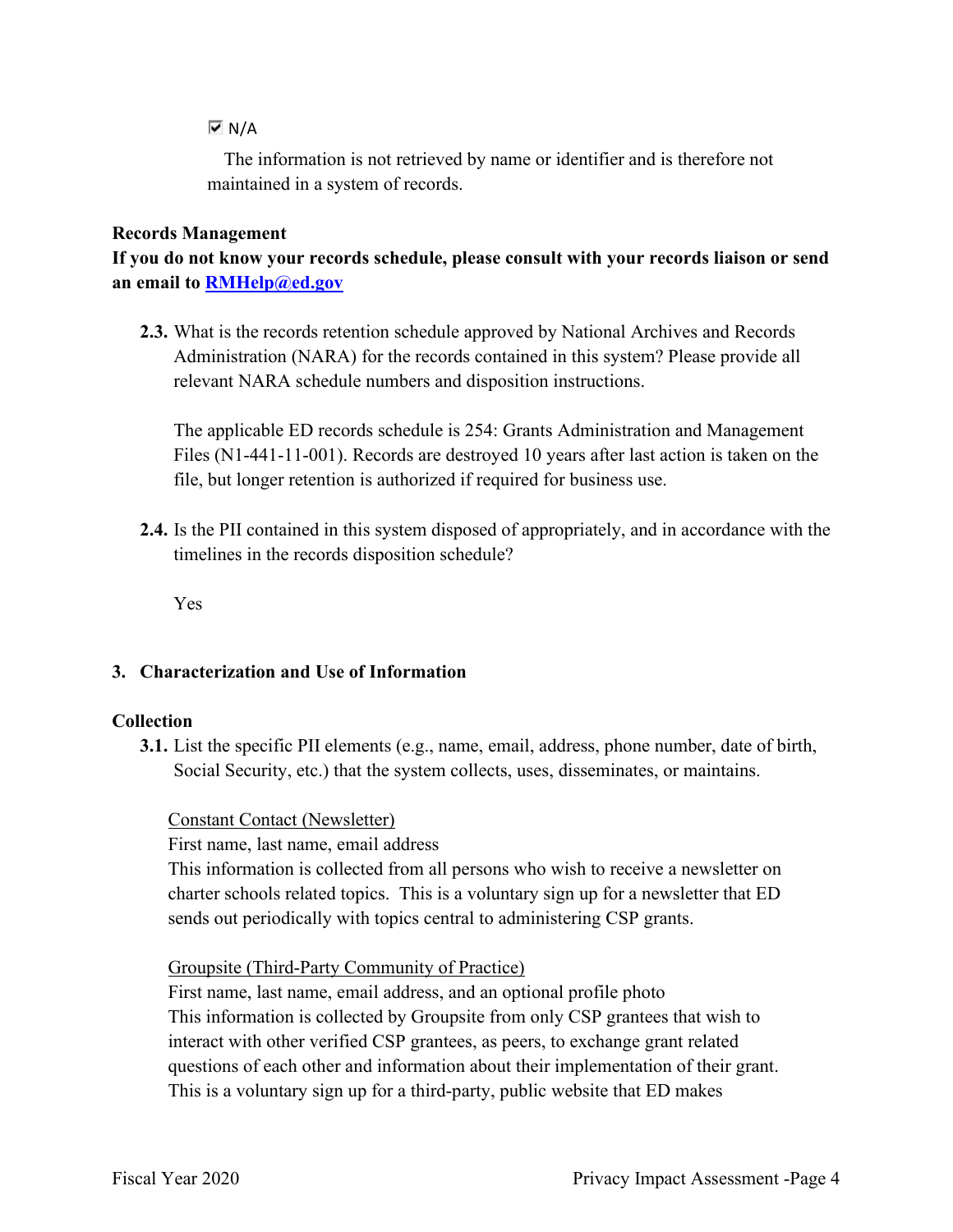☑ N/A

The information is not retrieved by name or identifier and is therefore not maintained in a system of records.

**Records Management**

**If you do not know your records schedule, please consult with your records liaison or send an email to [RMHelp@ed.gov](mailto:RMHelp@ed.gov)**

**2.3.** What is the records retention schedule approved by National Archives and Records Administration (NARA) for the records contained in this system? Please provide all relevant NARA schedule numbers and disposition instructions.

The applicable ED records schedule is 254: Grants Administration and Management Files (N1-441-11-001). Records are destroyed 10 years after last action is taken on the file, but longer retention is authorized if required for business use.

**2.4.** Is the PII contained in this system disposed of appropriately, and in accordance with the timelines in the records disposition schedule?

Yes

## 3. Characterization and Use of Information

**Collection**

**3.1.** List the specific PII elements (e.g., name, email, address, phone number, date of birth, Social Security, etc.) that the system collects, uses, disseminates, or maintains.

Constant Contact (Newsletter)
First name, last name, email address
This information is collected from all persons who wish to receive a newsletter on charter schools related topics. This is a voluntary sign up for a newsletter that ED sends out periodically with topics central to administering CSP grants.

Groupsite (Third-Party Community of Practice)
First name, last name, email address, and an optional profile photo
This information is collected by Groupsite from only CSP grantees that wish to interact with other verified CSP grantees, as peers, to exchange grant related questions of each other and information about their implementation of their grant. This is a voluntary sign up for a third-party, public website that ED makes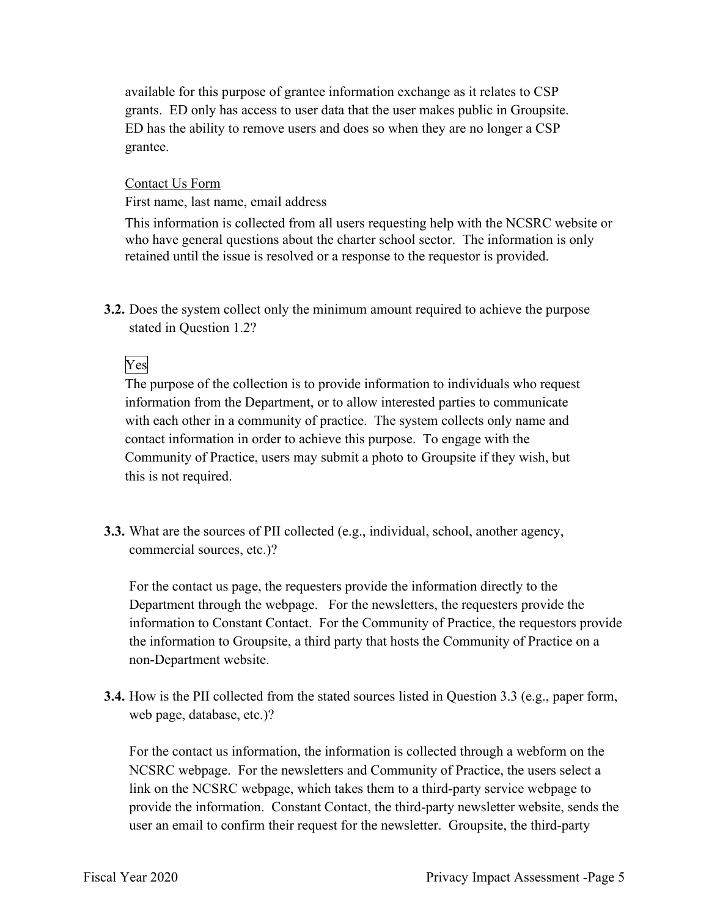available for this purpose of grantee information exchange as it relates to CSP grants. ED only has access to user data that the user makes public in Groupsite. ED has the ability to remove users and does so when they are no longer a CSP grantee.

Contact Us Form

First name, last name, email address

This information is collected from all users requesting help with the NCSRC website or who have general questions about the charter school sector. The information is only retained until the issue is resolved or a response to the requestor is provided.

**3.2.** Does the system collect only the minimum amount required to achieve the purpose stated in Question 1.2?

Yes

The purpose of the collection is to provide information to individuals who request information from the Department, or to allow interested parties to communicate with each other in a community of practice. The system collects only name and contact information in order to achieve this purpose. To engage with the Community of Practice, users may submit a photo to Groupsite if they wish, but this is not required.

**3.3.** What are the sources of PII collected (e.g., individual, school, another agency, commercial sources, etc.)?

For the contact us page, the requesters provide the information directly to the Department through the webpage. For the newsletters, the requesters provide the information to Constant Contact. For the Community of Practice, the requestors provide the information to Groupsite, a third party that hosts the Community of Practice on a non-Department website.

**3.4.** How is the PII collected from the stated sources listed in Question 3.3 (e.g., paper form, web page, database, etc.)?

For the contact us information, the information is collected through a webform on the NCSRC webpage. For the newsletters and Community of Practice, the users select a link on the NCSRC webpage, which takes them to a third-party service webpage to provide the information. Constant Contact, the third-party newsletter website, sends the user an email to confirm their request for the newsletter. Groupsite, the third-party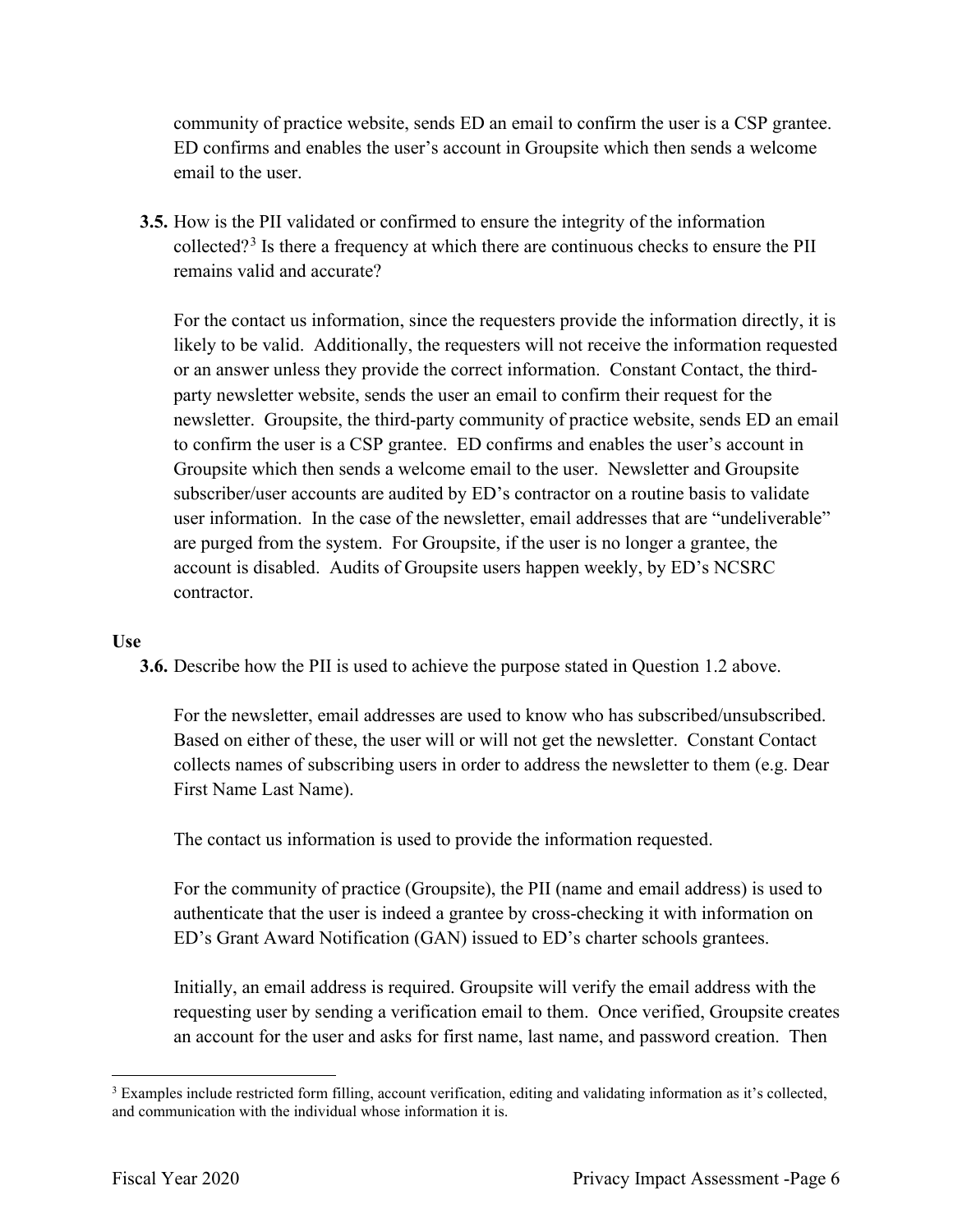community of practice website, sends ED an email to confirm the user is a CSP grantee. ED confirms and enables the user's account in Groupsite which then sends a welcome email to the user.

**3.5.** How is the PII validated or confirmed to ensure the integrity of the information collected?[3] Is there a frequency at which there are continuous checks to ensure the PII remains valid and accurate?

For the contact us information, since the requesters provide the information directly, it is likely to be valid. Additionally, the requesters will not receive the information requested or an answer unless they provide the correct information. Constant Contact, the third-party newsletter website, sends the user an email to confirm their request for the newsletter. Groupsite, the third-party community of practice website, sends ED an email to confirm the user is a CSP grantee. ED confirms and enables the user's account in Groupsite which then sends a welcome email to the user. Newsletter and Groupsite subscriber/user accounts are audited by ED's contractor on a routine basis to validate user information. In the case of the newsletter, email addresses that are "undeliverable" are purged from the system. For Groupsite, if the user is no longer a grantee, the account is disabled. Audits of Groupsite users happen weekly, by ED's NCSRC contractor.

**Use**

**3.6.** Describe how the PII is used to achieve the purpose stated in Question 1.2 above.

For the newsletter, email addresses are used to know who has subscribed/unsubscribed. Based on either of these, the user will or will not get the newsletter. Constant Contact collects names of subscribing users in order to address the newsletter to them (e.g. Dear First Name Last Name).

The contact us information is used to provide the information requested.

For the community of practice (Groupsite), the PII (name and email address) is used to authenticate that the user is indeed a grantee by cross-checking it with information on ED's Grant Award Notification (GAN) issued to ED's charter schools grantees.

Initially, an email address is required. Groupsite will verify the email address with the requesting user by sending a verification email to them. Once verified, Groupsite creates an account for the user and asks for first name, last name, and password creation. Then

[3] Examples include restricted form filling, account verification, editing and validating information as it's collected, and communication with the individual whose information it is.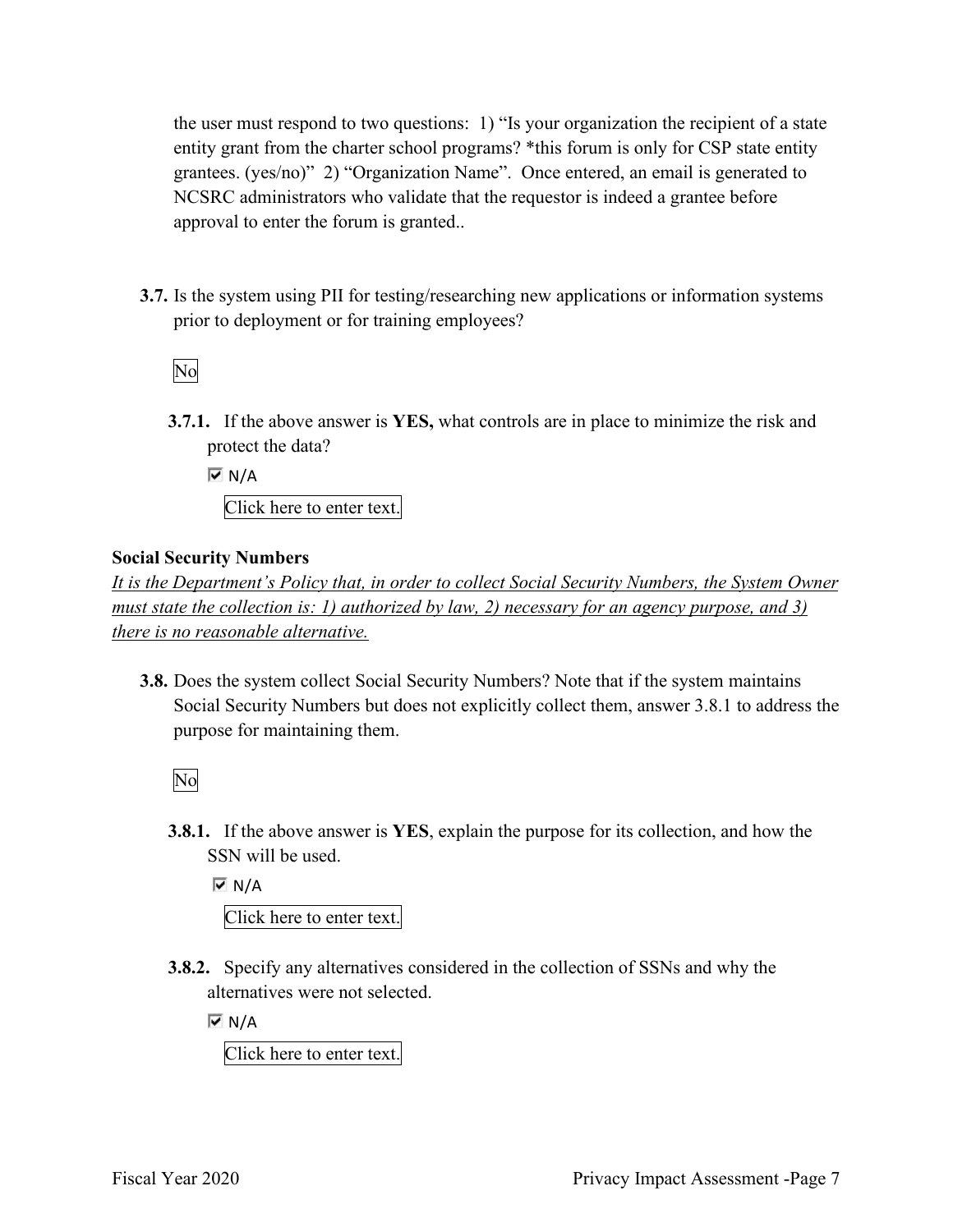the user must respond to two questions: 1) "Is your organization the recipient of a state entity grant from the charter school programs? *this forum is only for CSP state entity grantees. (yes/no)" 2) "Organization Name". Once entered, an email is generated to NCSRC administrators who validate that the requestor is indeed a grantee before approval to enter the forum is granted..

**3.7.** Is the system using PII for testing/researching new applications or information systems prior to deployment or for training employees?

No

**3.7.1.** If the above answer is **YES,** what controls are in place to minimize the risk and protect the data?

☑ N/A

Click here to enter text.

**Social Security Numbers**

*It is the Department's Policy that, in order to collect Social Security Numbers, the System Owner must state the collection is: 1) authorized by law, 2) necessary for an agency purpose, and 3) there is no reasonable alternative.*

**3.8.** Does the system collect Social Security Numbers? Note that if the system maintains Social Security Numbers but does not explicitly collect them, answer 3.8.1 to address the purpose for maintaining them.

No

**3.8.1.** If the above answer is **YES**, explain the purpose for its collection, and how the SSN will be used.

☑ N/A

Click here to enter text.

**3.8.2.** Specify any alternatives considered in the collection of SSNs and why the alternatives were not selected.

☑ N/A

Click here to enter text.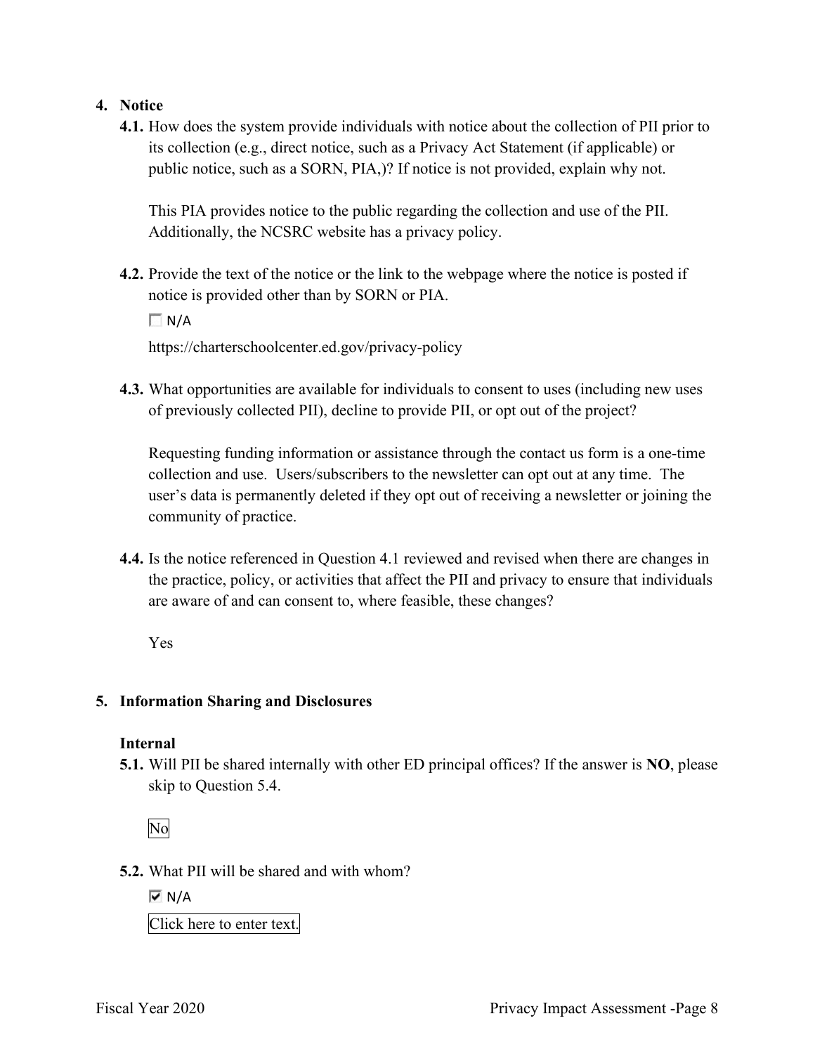4. **Notice**

**4.1.** How does the system provide individuals with notice about the collection of PII prior to its collection (e.g., direct notice, such as a Privacy Act Statement (if applicable) or public notice, such as a SORN, PIA,)? If notice is not provided, explain why not.

This PIA provides notice to the public regarding the collection and use of the PII. Additionally, the NCSRC website has a privacy policy.

**4.2.** Provide the text of the notice or the link to the webpage where the notice is posted if notice is provided other than by SORN or PIA.

☐ N/A

https://charterschoolcenter.ed.gov/privacy-policy

**4.3.** What opportunities are available for individuals to consent to uses (including new uses of previously collected PII), decline to provide PII, or opt out of the project?

Requesting funding information or assistance through the contact us form is a one-time collection and use. Users/subscribers to the newsletter can opt out at any time. The user's data is permanently deleted if they opt out of receiving a newsletter or joining the community of practice.

**4.4.** Is the notice referenced in Question 4.1 reviewed and revised when there are changes in the practice, policy, or activities that affect the PII and privacy to ensure that individuals are aware of and can consent to, where feasible, these changes?

Yes

5. **Information Sharing and Disclosures**

**Internal**

**5.1.** Will PII be shared internally with other ED principal offices? If the answer is **NO**, please skip to Question 5.4.

No

**5.2.** What PII will be shared and with whom?

☑ N/A

Click here to enter text.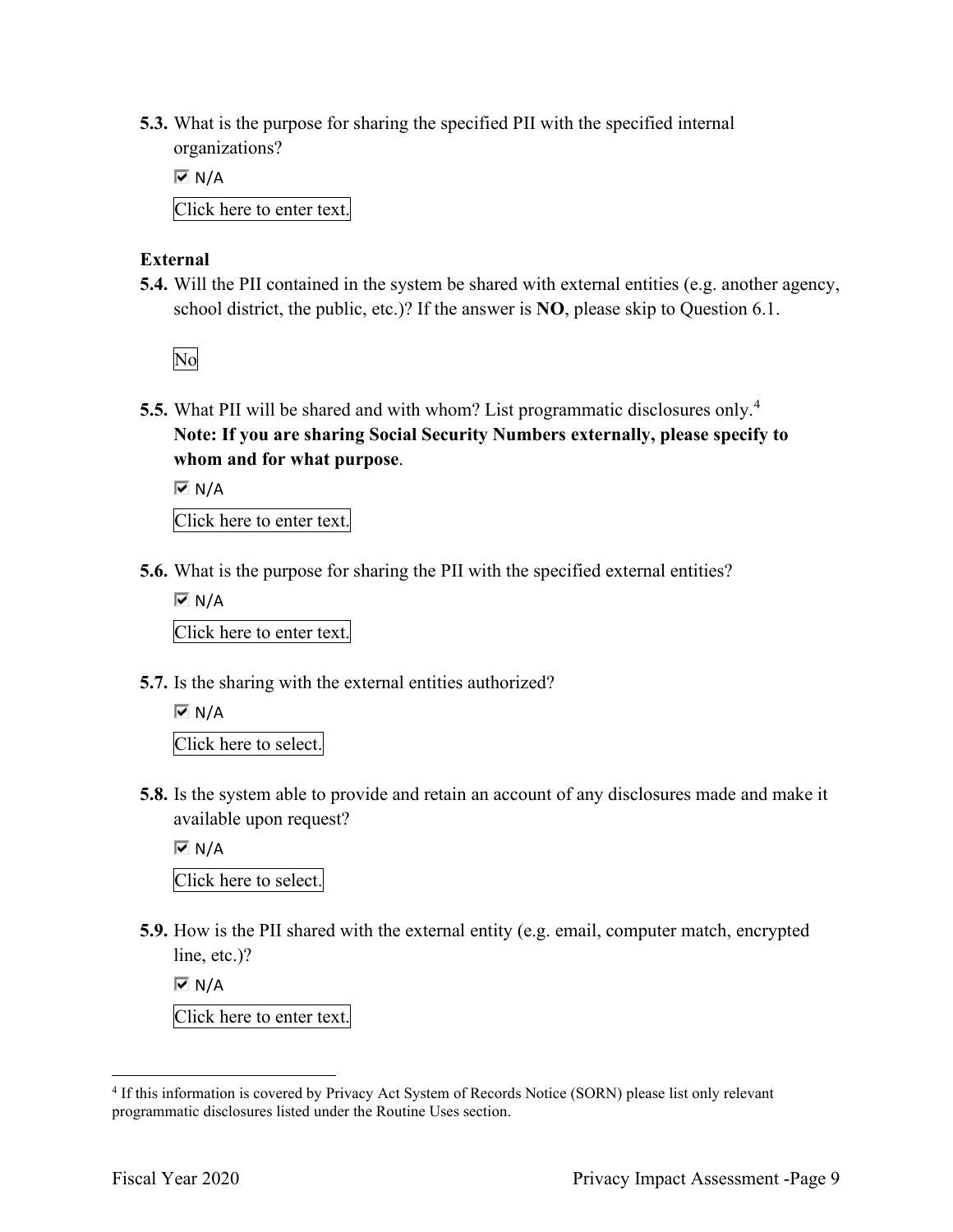**5.3.** What is the purpose for sharing the specified PII with the specified internal organizations?

☑ N/A

Click here to enter text.

**External**

**5.4.** Will the PII contained in the system be shared with external entities (e.g. another agency, school district, the public, etc.)? If the answer is **NO**, please skip to Question 6.1.

No

**5.5.** What PII will be shared and with whom? List programmatic disclosures only.[4] **Note: If you are sharing Social Security Numbers externally, please specify to whom and for what purpose**.

☑ N/A

Click here to enter text.

**5.6.** What is the purpose for sharing the PII with the specified external entities?

☑ N/A

Click here to enter text.

**5.7.** Is the sharing with the external entities authorized?

☑ N/A

Click here to select.

**5.8.** Is the system able to provide and retain an account of any disclosures made and make it available upon request?

☑ N/A

Click here to select.

**5.9.** How is the PII shared with the external entity (e.g. email, computer match, encrypted line, etc.)?

☑ N/A

Click here to enter text.

---

[4] If this information is covered by Privacy Act System of Records Notice (SORN) please list only relevant programmatic disclosures listed under the Routine Uses section.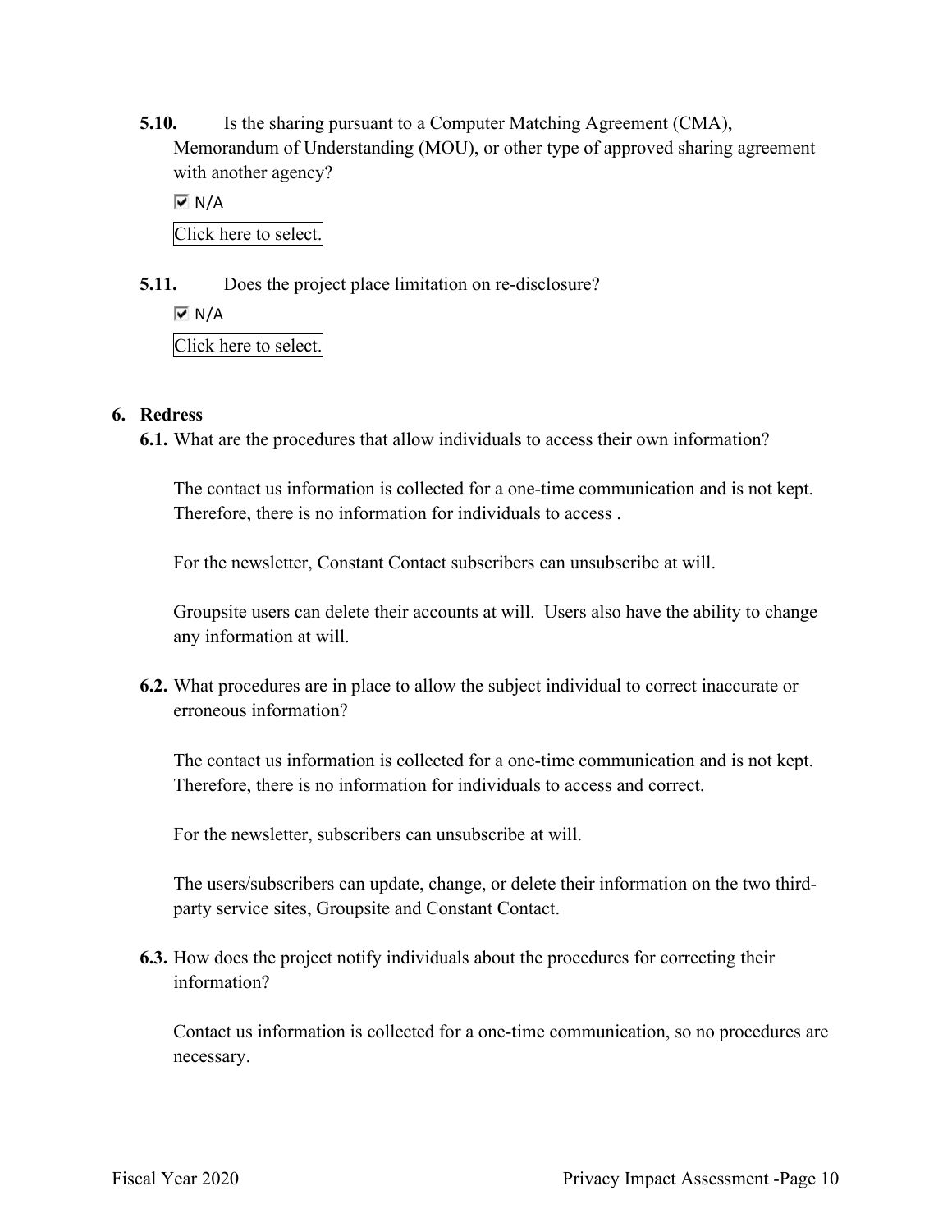**5.10.** Is the sharing pursuant to a Computer Matching Agreement (CMA), Memorandum of Understanding (MOU), or other type of approved sharing agreement with another agency?

☑ N/A

Click here to select.

**5.11.** Does the project place limitation on re-disclosure?

☑ N/A

Click here to select.

## 6. Redress

**6.1.** What are the procedures that allow individuals to access their own information?

The contact us information is collected for a one-time communication and is not kept. Therefore, there is no information for individuals to access .

For the newsletter, Constant Contact subscribers can unsubscribe at will.

Groupsite users can delete their accounts at will. Users also have the ability to change any information at will.

**6.2.** What procedures are in place to allow the subject individual to correct inaccurate or erroneous information?

The contact us information is collected for a one-time communication and is not kept. Therefore, there is no information for individuals to access and correct.

For the newsletter, subscribers can unsubscribe at will.

The users/subscribers can update, change, or delete their information on the two third-party service sites, Groupsite and Constant Contact.

**6.3.** How does the project notify individuals about the procedures for correcting their information?

Contact us information is collected for a one-time communication, so no procedures are necessary.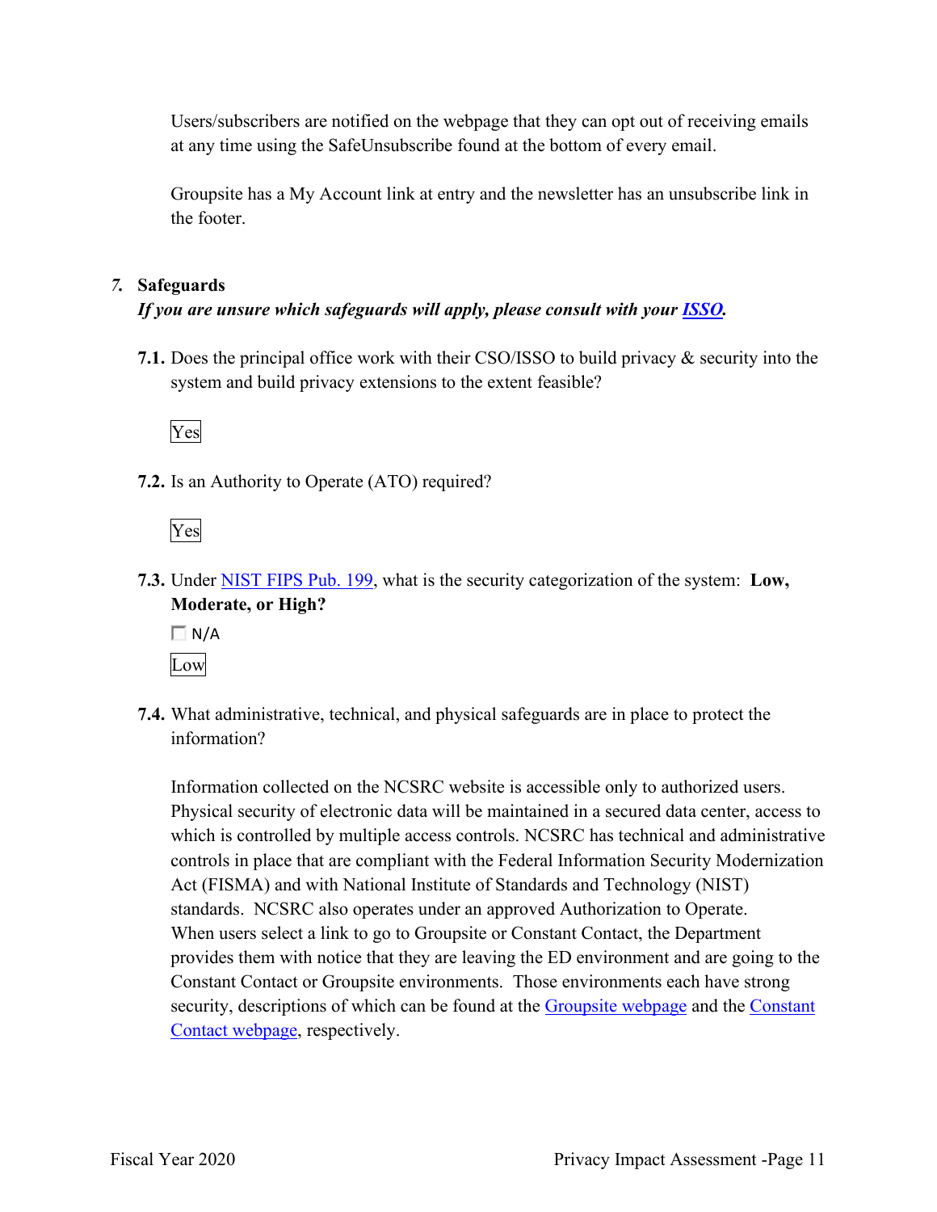Users/subscribers are notified on the webpage that they can opt out of receiving emails at any time using the SafeUnsubscribe found at the bottom of every email.

Groupsite has a My Account link at entry and the newsletter has an unsubscribe link in the footer.

### 7. Safeguards

***If you are unsure which safeguards will apply, please consult with your ISSO.***

**7.1.** Does the principal office work with their CSO/ISSO to build privacy & security into the system and build privacy extensions to the extent feasible?

Yes

**7.2.** Is an Authority to Operate (ATO) required?

Yes

**7.3.** Under NIST FIPS Pub. 199, what is the security categorization of the system: **Low, Moderate, or High?**

☐ N/A

Low

**7.4.** What administrative, technical, and physical safeguards are in place to protect the information?

Information collected on the NCSRC website is accessible only to authorized users. Physical security of electronic data will be maintained in a secured data center, access to which is controlled by multiple access controls. NCSRC has technical and administrative controls in place that are compliant with the Federal Information Security Modernization Act (FISMA) and with National Institute of Standards and Technology (NIST) standards. NCSRC also operates under an approved Authorization to Operate. When users select a link to go to Groupsite or Constant Contact, the Department provides them with notice that they are leaving the ED environment and are going to the Constant Contact or Groupsite environments. Those environments each have strong security, descriptions of which can be found at the Groupsite webpage and the Constant Contact webpage, respectively.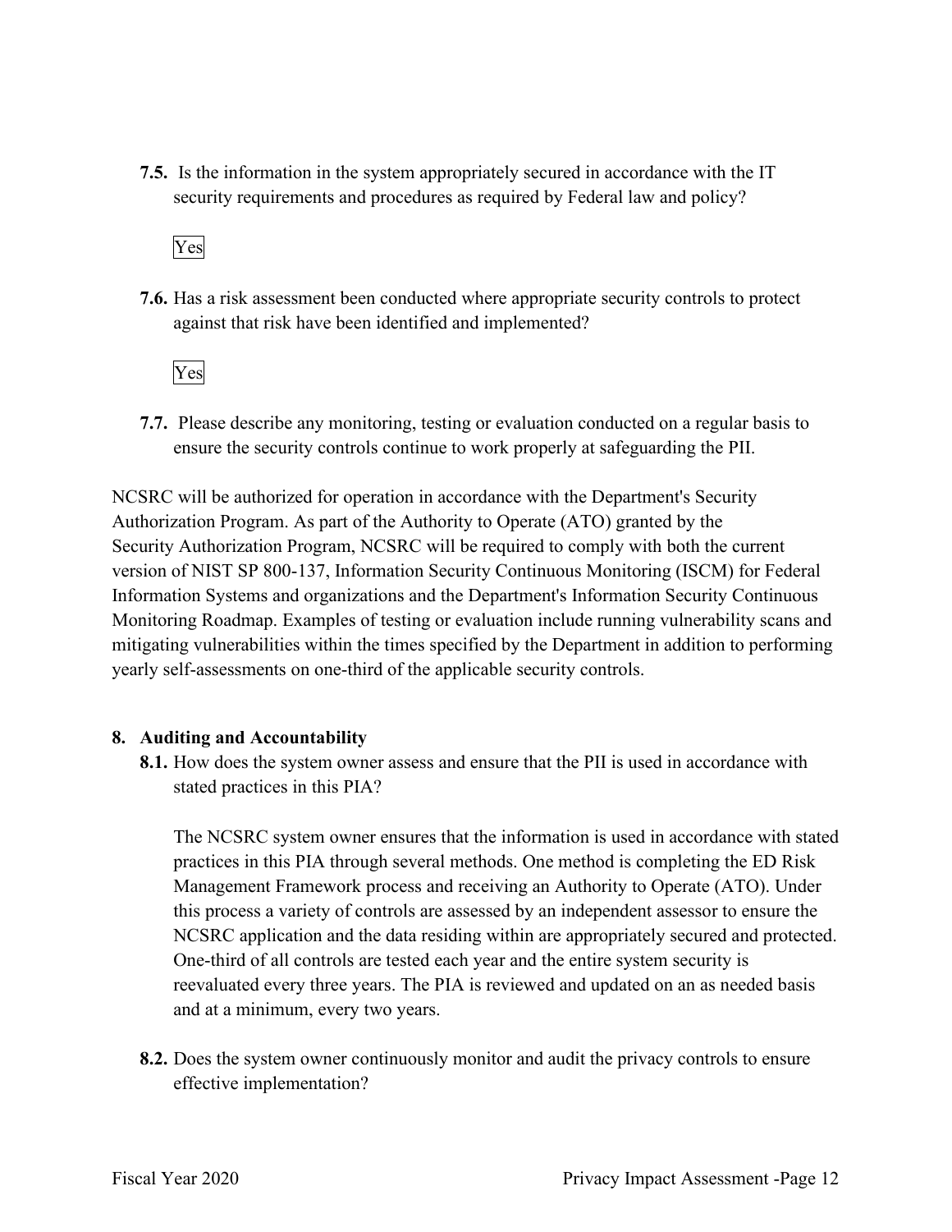**7.5.** Is the information in the system appropriately secured in accordance with the IT security requirements and procedures as required by Federal law and policy?

Yes

**7.6.** Has a risk assessment been conducted where appropriate security controls to protect against that risk have been identified and implemented?

Yes

**7.7.** Please describe any monitoring, testing or evaluation conducted on a regular basis to ensure the security controls continue to work properly at safeguarding the PII.

NCSRC will be authorized for operation in accordance with the Department's Security Authorization Program. As part of the Authority to Operate (ATO) granted by the Security Authorization Program, NCSRC will be required to comply with both the current version of NIST SP 800-137, Information Security Continuous Monitoring (ISCM) for Federal Information Systems and organizations and the Department's Information Security Continuous Monitoring Roadmap. Examples of testing or evaluation include running vulnerability scans and mitigating vulnerabilities within the times specified by the Department in addition to performing yearly self-assessments on one-third of the applicable security controls.

## 8. Auditing and Accountability

**8.1.** How does the system owner assess and ensure that the PII is used in accordance with stated practices in this PIA?

The NCSRC system owner ensures that the information is used in accordance with stated practices in this PIA through several methods. One method is completing the ED Risk Management Framework process and receiving an Authority to Operate (ATO). Under this process a variety of controls are assessed by an independent assessor to ensure the NCSRC application and the data residing within are appropriately secured and protected. One-third of all controls are tested each year and the entire system security is reevaluated every three years. The PIA is reviewed and updated on an as needed basis and at a minimum, every two years.

**8.2.** Does the system owner continuously monitor and audit the privacy controls to ensure effective implementation?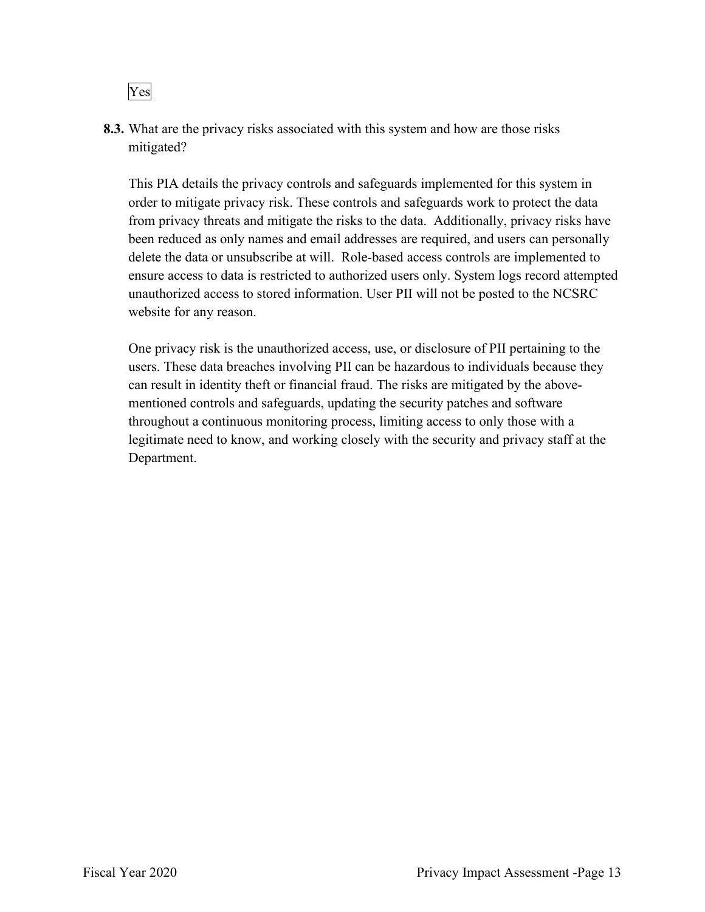Yes

**8.3.** What are the privacy risks associated with this system and how are those risks mitigated?

This PIA details the privacy controls and safeguards implemented for this system in order to mitigate privacy risk. These controls and safeguards work to protect the data from privacy threats and mitigate the risks to the data. Additionally, privacy risks have been reduced as only names and email addresses are required, and users can personally delete the data or unsubscribe at will. Role-based access controls are implemented to ensure access to data is restricted to authorized users only. System logs record attempted unauthorized access to stored information. User PII will not be posted to the NCSRC website for any reason.

One privacy risk is the unauthorized access, use, or disclosure of PII pertaining to the users. These data breaches involving PII can be hazardous to individuals because they can result in identity theft or financial fraud. The risks are mitigated by the above-mentioned controls and safeguards, updating the security patches and software throughout a continuous monitoring process, limiting access to only those with a legitimate need to know, and working closely with the security and privacy staff at the Department.